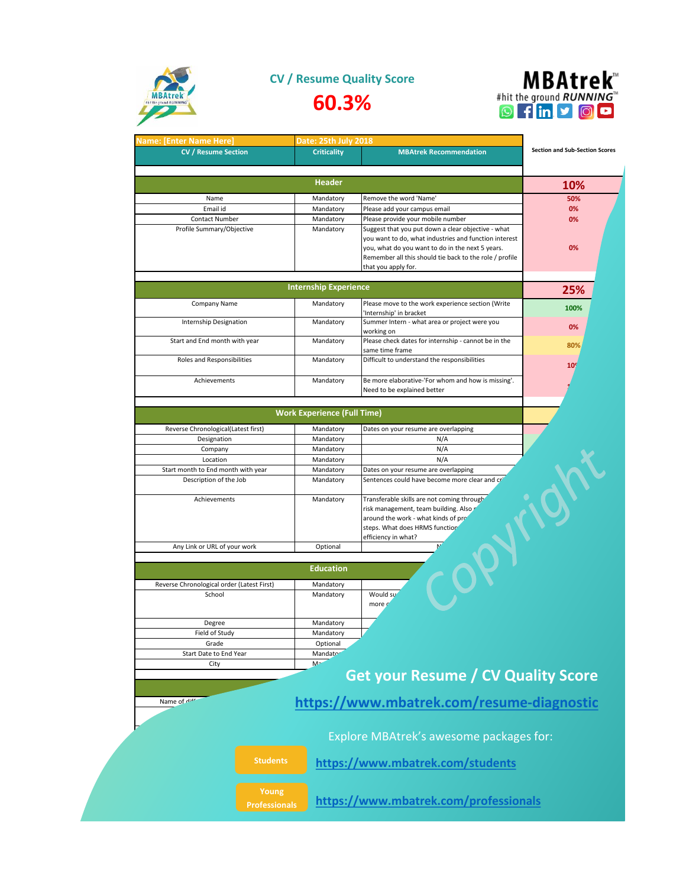# CV / Resume Quality Score

## 60.3%

**MBAtrek™** #hit the ground *RUNNING*™

| Name: [Enter Name Here] | Date: 25th July 2018 | | Section and Sub-Section Scores |
|---|---|---|---|
| **CV / Resume Section** | **Criticality** | **MBAtrek Recommendation** | |
| | | | |
| | **Header** | | **10%** |
| Name | Mandatory | Remove the word 'Name' | 50% |
| Email id | Mandatory | Please add your campus email | 0% |
| Contact Number | Mandatory | Please provide your mobile number | 0% |
| Profile Summary/Objective | Mandatory | Suggest that you put down a clear objective - what you want to do, what industries and function interest you, what do you want to do in the next 5 years. Remember all this should tie back to the role / profile that you apply for. | 0% |
| | | | |
| | **Internship Experience** | | **25%** |
| Company Name | Mandatory | Please move to the work experience section (Write 'Internship' in bracket | 100% |
| Internship Designation | Mandatory | Summer Intern - what area or project were you working on | 0% |
| Start and End month with year | Mandatory | Please check dates for internship - cannot be in the same time frame | 80% |
| Roles and Responsibilities | Mandatory | Difficult to understand the responsibilities | 10 |
| Achievements | Mandatory | Be more elaborative-'For whom and how is missing'. Need to be explained better | |
| | | | |
| | **Work Experience (Full Time)** | | |
| Reverse Chronological(Latest first) | Mandatory | Dates on your resume are overlapping | |
| Designation | Mandatory | N/A | |
| Company | Mandatory | N/A | |
| Location | Mandatory | N/A | |
| Start month to End month with year | Mandatory | Dates on your resume are overlapping | |
| Description of the Job | Mandatory | Sentences could have become more clear and cr | |
| Achievements | Mandatory | Transferable skills are not coming through risk management, team building. Also around the work - what kinds of pro steps. What does HRMS function efficiency in what? | |
| Any Link or URL of your work | Optional | N | |
| | | | |
| | **Education** | | |
| Reverse Chronological order (Latest First) | Mandatory | | |
| School | Mandatory | Would su more c | |
| Degree | Mandatory | | |
| Field of Study | Mandatory | | |
| Grade | Optional | | |
| Start Date to End Year | Mandato | | |
| City | M | | |
| | | | |
| Name of diff | | | |

Copyright

## Get your Resume / CV Quality Score

https://www.mbatrek.com/resume-diagnostic

Explore MBAtrek's awesome packages for:

**Students** https://www.mbatrek.com/students

**Young Professionals** https://www.mbatrek.com/professionals